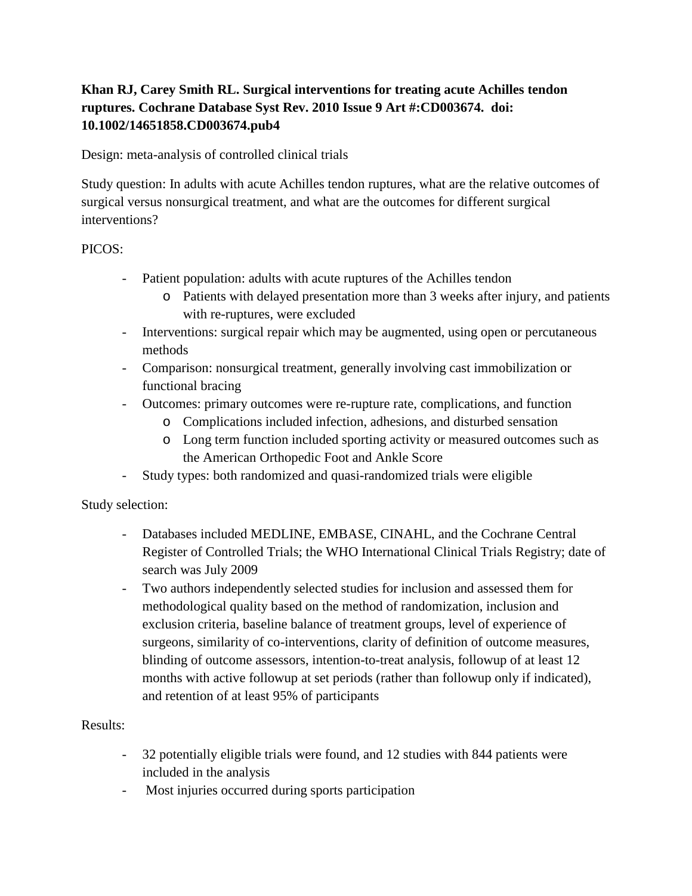**Khan RJ, Carey Smith RL. Surgical interventions for treating acute Achilles tendon ruptures. Cochrane Database Syst Rev. 2010 Issue 9 Art #:CD003674. doi: 10.1002/14651858.CD003674.pub4**

Design: meta-analysis of controlled clinical trials

Study question: In adults with acute Achilles tendon ruptures, what are the relative outcomes of surgical versus nonsurgical treatment, and what are the outcomes for different surgical interventions?

PICOS:

- Patient population: adults with acute ruptures of the Achilles tendon
  - Patients with delayed presentation more than 3 weeks after injury, and patients with re-ruptures, were excluded
- Interventions: surgical repair which may be augmented, using open or percutaneous methods
- Comparison: nonsurgical treatment, generally involving cast immobilization or functional bracing
- Outcomes: primary outcomes were re-rupture rate, complications, and function
  - Complications included infection, adhesions, and disturbed sensation
  - Long term function included sporting activity or measured outcomes such as the American Orthopedic Foot and Ankle Score
- Study types: both randomized and quasi-randomized trials were eligible

Study selection:

- Databases included MEDLINE, EMBASE, CINAHL, and the Cochrane Central Register of Controlled Trials; the WHO International Clinical Trials Registry; date of search was July 2009
- Two authors independently selected studies for inclusion and assessed them for methodological quality based on the method of randomization, inclusion and exclusion criteria, baseline balance of treatment groups, level of experience of surgeons, similarity of co-interventions, clarity of definition of outcome measures, blinding of outcome assessors, intention-to-treat analysis, followup of at least 12 months with active followup at set periods (rather than followup only if indicated), and retention of at least 95% of participants

Results:

- 32 potentially eligible trials were found, and 12 studies with 844 patients were included in the analysis
- Most injuries occurred during sports participation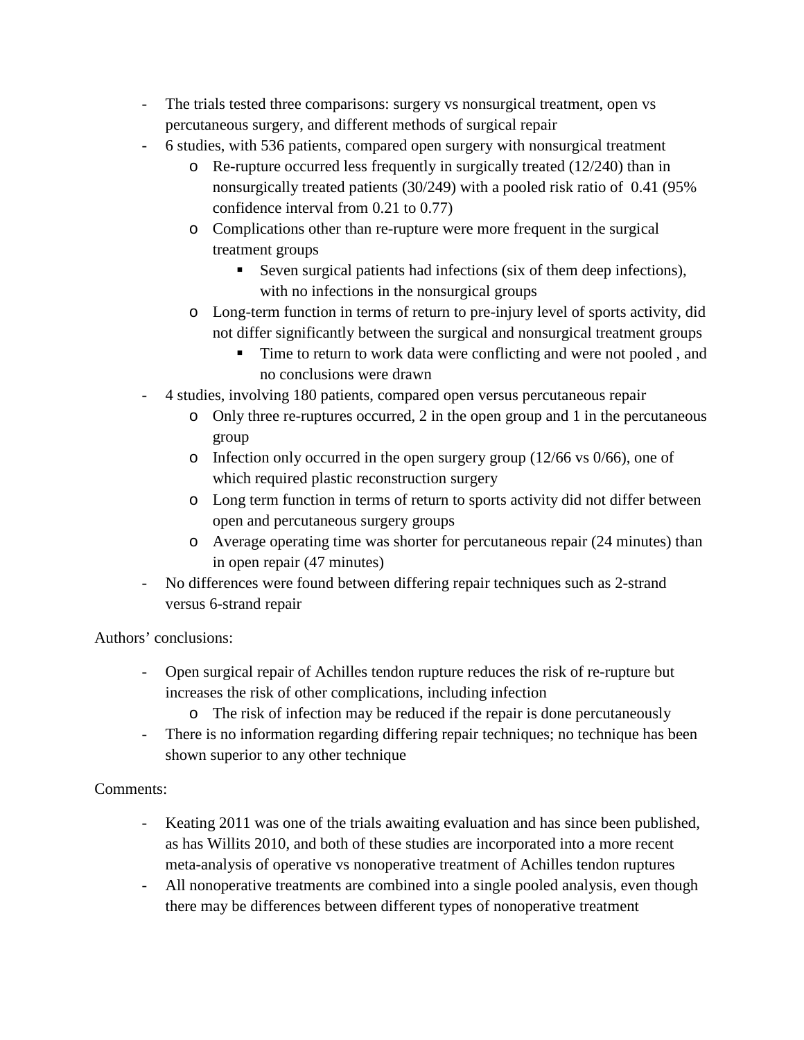- The trials tested three comparisons: surgery vs nonsurgical treatment, open vs percutaneous surgery, and different methods of surgical repair
- 6 studies, with 536 patients, compared open surgery with nonsurgical treatment
  - Re-rupture occurred less frequently in surgically treated (12/240) than in nonsurgically treated patients (30/249) with a pooled risk ratio of 0.41 (95% confidence interval from 0.21 to 0.77)
  - Complications other than re-rupture were more frequent in the surgical treatment groups
    - Seven surgical patients had infections (six of them deep infections), with no infections in the nonsurgical groups
  - Long-term function in terms of return to pre-injury level of sports activity, did not differ significantly between the surgical and nonsurgical treatment groups
    - Time to return to work data were conflicting and were not pooled , and no conclusions were drawn
- 4 studies, involving 180 patients, compared open versus percutaneous repair
  - Only three re-ruptures occurred, 2 in the open group and 1 in the percutaneous group
  - Infection only occurred in the open surgery group (12/66 vs 0/66), one of which required plastic reconstruction surgery
  - Long term function in terms of return to sports activity did not differ between open and percutaneous surgery groups
  - Average operating time was shorter for percutaneous repair (24 minutes) than in open repair (47 minutes)
- No differences were found between differing repair techniques such as 2-strand versus 6-strand repair

Authors' conclusions:

- Open surgical repair of Achilles tendon rupture reduces the risk of re-rupture but increases the risk of other complications, including infection
  - The risk of infection may be reduced if the repair is done percutaneously
- There is no information regarding differing repair techniques; no technique has been shown superior to any other technique

Comments:

- Keating 2011 was one of the trials awaiting evaluation and has since been published, as has Willits 2010, and both of these studies are incorporated into a more recent meta-analysis of operative vs nonoperative treatment of Achilles tendon ruptures
- All nonoperative treatments are combined into a single pooled analysis, even though there may be differences between different types of nonoperative treatment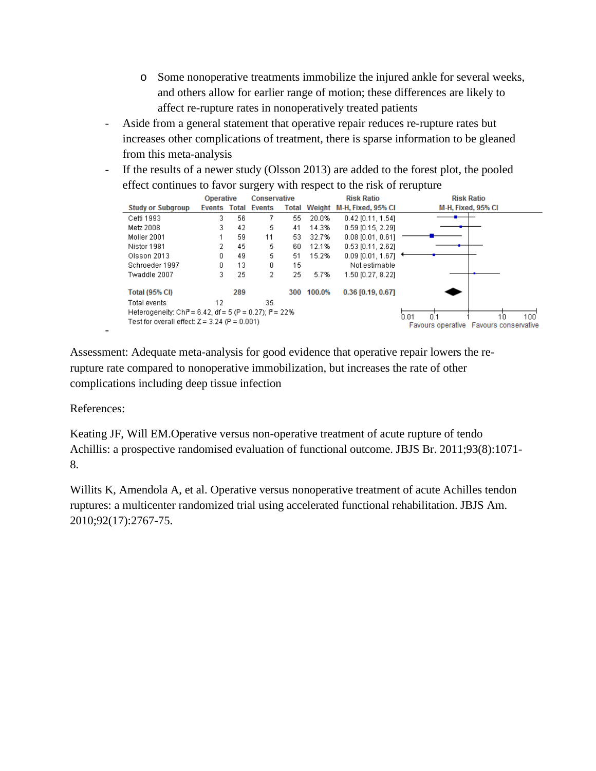- Some nonoperative treatments immobilize the injured ankle for several weeks, and others allow for earlier range of motion; these differences are likely to affect re-rupture rates in nonoperatively treated patients

- Aside from a general statement that operative repair reduces re-rupture rates but increases other complications of treatment, there is sparse information to be gleaned from this meta-analysis
- If the results of a newer study (Olsson 2013) are added to the forest plot, the pooled effect continues to favor surgery with respect to the risk of rerupture

| Study or Subgroup | Operative Events | Operative Total | Conservative Events | Conservative Total | Weight | Risk Ratio M-H, Fixed, 95% CI |
|---|---|---|---|---|---|---|
| Cetti 1993 | 3 | 56 | 7 | 55 | 20.0% | 0.42 [0.11, 1.54] |
| Metz 2008 | 3 | 42 | 5 | 41 | 14.3% | 0.59 [0.15, 2.29] |
| Moller 2001 | 1 | 59 | 11 | 53 | 32.7% | 0.08 [0.01, 0.61] |
| Nistor 1981 | 2 | 45 | 5 | 60 | 12.1% | 0.53 [0.11, 2.62] |
| Olsson 2013 | 0 | 49 | 5 | 51 | 15.2% | 0.09 [0.01, 1.67] |
| Schroeder 1997 | 0 | 13 | 0 | 15 | | Not estimable |
| Twaddle 2007 | 3 | 25 | 2 | 25 | 5.7% | 1.50 [0.27, 8.22] |
| **Total (95% CI)** | | **289** | | **300** | **100.0%** | **0.36 [0.19, 0.67]** |
| Total events | 12 | | 35 | | | |

Heterogeneity: $Chi^2 = 6.42$, $df = 5$ ($P = 0.27$); $I^2 = 22\%$

Test for overall effect: $Z = 3.24$ ($P = 0.001$)

Risk Ratio M-H, Fixed, 95% CI

0.01 0.1 1 10 100

Favours operative Favours conservative

Assessment: Adequate meta-analysis for good evidence that operative repair lowers the re-rupture rate compared to nonoperative immobilization, but increases the rate of other complications including deep tissue infection

References:

Keating JF, Will EM.Operative versus non-operative treatment of acute rupture of tendo Achillis: a prospective randomised evaluation of functional outcome. JBJS Br. 2011;93(8):1071-8.

Willits K, Amendola A, et al. Operative versus nonoperative treatment of acute Achilles tendon ruptures: a multicenter randomized trial using accelerated functional rehabilitation. JBJS Am. 2010;92(17):2767-75.